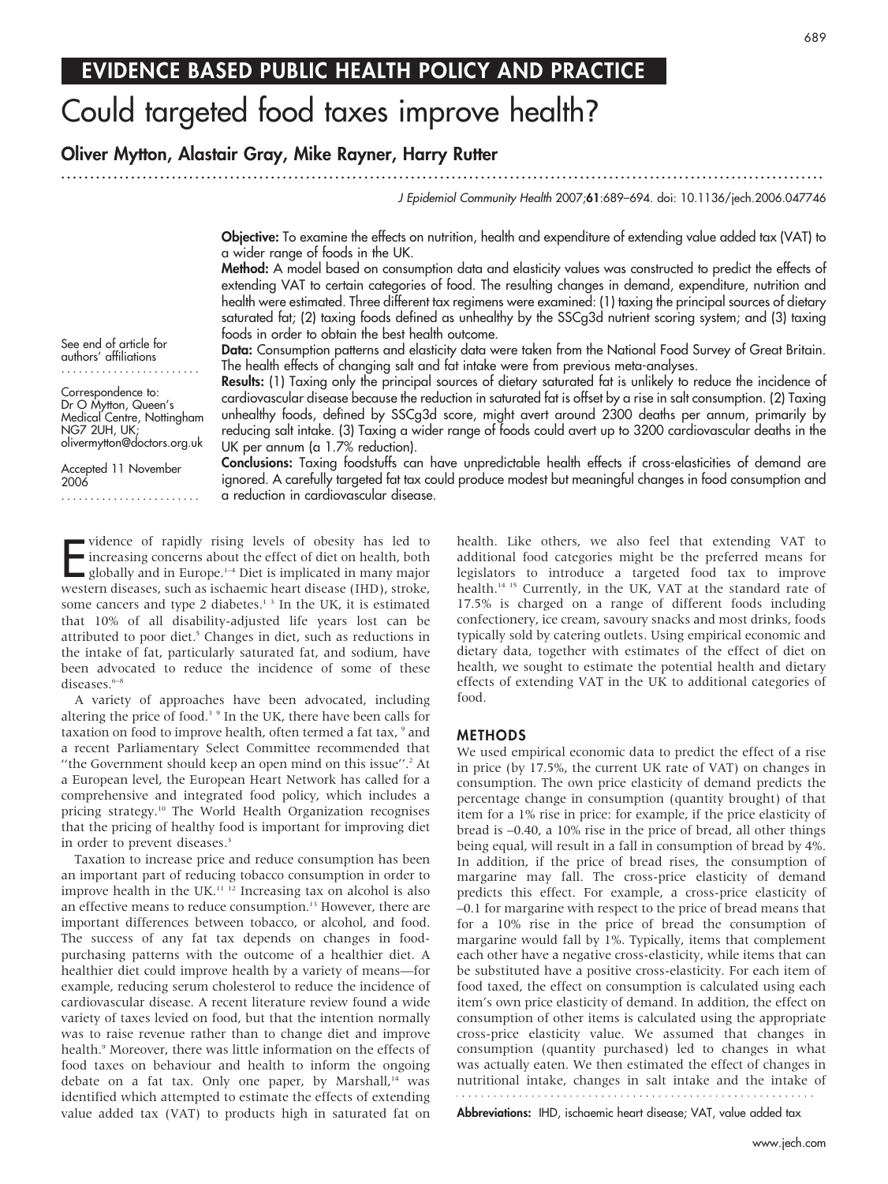EVIDENCE BASED PUBLIC HEALTH POLICY AND PRACTICE

# Could targeted food taxes improve health?

**Oliver Mytton, Alastair Gray, Mike Rayner, Harry Rutter**

*J Epidemiol Community Health* 2007;**61**:689–694. doi: 10.1136/jech.2006.047746

See end of article for authors' affiliations

Correspondence to: Dr O Mytton, Queen's Medical Centre, Nottingham NG7 2UH, UK; olivermytton@doctors.org.uk

Accepted 11 November 2006

**Objective:** To examine the effects on nutrition, health and expenditure of extending value added tax (VAT) to a wider range of foods in the UK.

**Method:** A model based on consumption data and elasticity values was constructed to predict the effects of extending VAT to certain categories of food. The resulting changes in demand, expenditure, nutrition and health were estimated. Three different tax regimens were examined: (1) taxing the principal sources of dietary saturated fat; (2) taxing foods defined as unhealthy by the SSCg3d nutrient scoring system; and (3) taxing foods in order to obtain the best health outcome.

**Data:** Consumption patterns and elasticity data were taken from the National Food Survey of Great Britain. The health effects of changing salt and fat intake were from previous meta-analyses.

**Results:** (1) Taxing only the principal sources of dietary saturated fat is unlikely to reduce the incidence of cardiovascular disease because the reduction in saturated fat is offset by a rise in salt consumption. (2) Taxing unhealthy foods, defined by SSCg3d score, might avert around 2300 deaths per annum, primarily by reducing salt intake. (3) Taxing a wider range of foods could avert up to 3200 cardiovascular deaths in the UK per annum (a 1.7% reduction).

**Conclusions:** Taxing foodstuffs can have unpredictable health effects if cross-elasticities of demand are ignored. A carefully targeted fat tax could produce modest but meaningful changes in food consumption and a reduction in cardiovascular disease.

Evidence of rapidly rising levels of obesity has led to increasing concerns about the effect of diet on health, both globally and in Europe.[1–4] Diet is implicated in many major western diseases, such as ischaemic heart disease (IHD), stroke, some cancers and type 2 diabetes.[1 3] In the UK, it is estimated that 10% of all disability-adjusted life years lost can be attributed to poor diet.[5] Changes in diet, such as reductions in the intake of fat, particularly saturated fat, and sodium, have been advocated to reduce the incidence of some of these diseases.[6–8]

A variety of approaches have been advocated, including altering the price of food.[3 9] In the UK, there have been calls for taxation on food to improve health, often termed a fat tax,[9] and a recent Parliamentary Select Committee recommended that "the Government should keep an open mind on this issue".[2] At a European level, the European Heart Network has called for a comprehensive and integrated food policy, which includes a pricing strategy.[10] The World Health Organization recognises that the pricing of healthy food is important for improving diet in order to prevent diseases.[3]

Taxation to increase price and reduce consumption has been an important part of reducing tobacco consumption in order to improve health in the UK.[11 12] Increasing tax on alcohol is also an effective means to reduce consumption.[13] However, there are important differences between tobacco, or alcohol, and food. The success of any fat tax depends on changes in food-purchasing patterns with the outcome of a healthier diet. A healthier diet could improve health by a variety of means—for example, reducing serum cholesterol to reduce the incidence of cardiovascular disease. A recent literature review found a wide variety of taxes levied on food, but that the intention normally was to raise revenue rather than to change diet and improve health.[9] Moreover, there was little information on the effects of food taxes on behaviour and health to inform the ongoing debate on a fat tax. Only one paper, by Marshall,[14] was identified which attempted to estimate the effects of extending value added tax (VAT) to products high in saturated fat on health. Like others, we also feel that extending VAT to additional food categories might be the preferred means for legislators to introduce a targeted food tax to improve health.[14 15] Currently, in the UK, VAT at the standard rate of 17.5% is charged on a range of different foods including confectionery, ice cream, savoury snacks and most drinks, foods typically sold by catering outlets. Using empirical economic and dietary data, together with estimates of the effect of diet on health, we sought to estimate the potential health and dietary effects of extending VAT in the UK to additional categories of food.

## METHODS

We used empirical economic data to predict the effect of a rise in price (by 17.5%, the current UK rate of VAT) on changes in consumption. The own price elasticity of demand predicts the percentage change in consumption (quantity brought) of that item for a 1% rise in price: for example, if the price elasticity of bread is –0.40, a 10% rise in the price of bread, all other things being equal, will result in a fall in consumption of bread by 4%. In addition, if the price of bread rises, the consumption of margarine may fall. The cross-price elasticity of demand predicts this effect. For example, a cross-price elasticity of –0.1 for margarine with respect to the price of bread means that for a 10% rise in the price of bread the consumption of margarine would fall by 1%. Typically, items that complement each other have a negative cross-elasticity, while items that can be substituted have a positive cross-elasticity. For each item of food taxed, the effect on consumption is calculated using each item's own price elasticity of demand. In addition, the effect on consumption of other items is calculated using the appropriate cross-price elasticity value. We assumed that changes in consumption (quantity purchased) led to changes in what was actually eaten. We then estimated the effect of changes in nutritional intake, changes in salt intake and the intake of

**Abbreviations:** IHD, ischaemic heart disease; VAT, value added tax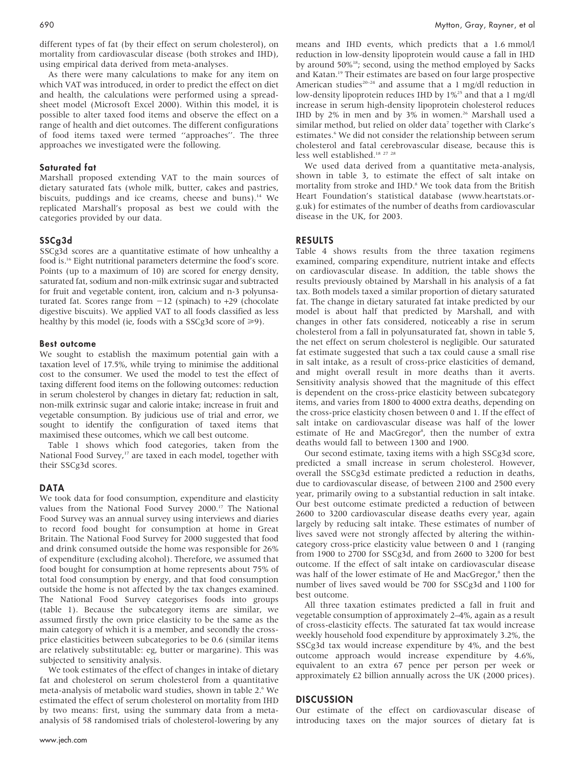different types of fat (by their effect on serum cholesterol), on mortality from cardiovascular disease (both strokes and IHD), using empirical data derived from meta-analyses.

As there were many calculations to make for any item on which VAT was introduced, in order to predict the effect on diet and health, the calculations were performed using a spreadsheet model (Microsoft Excel 2000). Within this model, it is possible to alter taxed food items and observe the effect on a range of health and diet outcomes. The different configurations of food items taxed were termed ''approaches''. The three approaches we investigated were the following.

### Saturated fat

Marshall proposed extending VAT to the main sources of dietary saturated fats (whole milk, butter, cakes and pastries, biscuits, puddings and ice creams, cheese and buns).[14] We replicated Marshall's proposal as best we could with the categories provided by our data.

### SSCg3d

SSCg3d scores are a quantitative estimate of how unhealthy a food is.[16] Eight nutritional parameters determine the food's score. Points (up to a maximum of 10) are scored for energy density, saturated fat, sodium and non-milk extrinsic sugar and subtracted for fruit and vegetable content, iron, calcium and n-3 polyunsaturated fat. Scores range from −12 (spinach) to +29 (chocolate digestive biscuits). We applied VAT to all foods classified as less healthy by this model (ie, foods with a SSCg3d score of ⩾9).

### Best outcome

We sought to establish the maximum potential gain with a taxation level of 17.5%, while trying to minimise the additional cost to the consumer. We used the model to test the effect of taxing different food items on the following outcomes: reduction in serum cholesterol by changes in dietary fat; reduction in salt, non-milk extrinsic sugar and calorie intake; increase in fruit and vegetable consumption. By judicious use of trial and error, we sought to identify the configuration of taxed items that maximised these outcomes, which we call best outcome.

Table 1 shows which food categories, taken from the National Food Survey,[17] are taxed in each model, together with their SSCg3d scores.

## DATA

We took data for food consumption, expenditure and elasticity values from the National Food Survey 2000.[17] The National Food Survey was an annual survey using interviews and diaries to record food bought for consumption at home in Great Britain. The National Food Survey for 2000 suggested that food and drink consumed outside the home was responsible for 26% of expenditure (excluding alcohol). Therefore, we assumed that food bought for consumption at home represents about 75% of total food consumption by energy, and that food consumption outside the home is not affected by the tax changes examined. The National Food Survey categorises foods into groups (table 1). Because the subcategory items are similar, we assumed firstly the own price elasticity to be the same as the main category of which it is a member, and secondly the cross-price elasticities between subcategories to be 0.6 (similar items are relatively substitutable: eg, butter or margarine). This was subjected to sensitivity analysis.

We took estimates of the effect of changes in intake of dietary fat and cholesterol on serum cholesterol from a quantitative meta-analysis of metabolic ward studies, shown in table 2.[6] We estimated the effect of serum cholesterol on mortality from IHD by two means: first, using the summary data from a meta-analysis of 58 randomised trials of cholesterol-lowering by any means and IHD events, which predicts that a 1.6 mmol/l reduction in low-density lipoprotein would cause a fall in IHD by around 50%[18]; second, using the method employed by Sacks and Katan.[19] Their estimates are based on four large prospective American studies[20–24] and assume that a 1 mg/dl reduction in low-density lipoprotein reduces IHD by 1%[25] and that a 1 mg/dl increase in serum high-density lipoprotein cholesterol reduces IHD by 2% in men and by 3% in women.[26] Marshall used a similar method, but relied on older data[7] together with Clarke's estimates.[6] We did not consider the relationship between serum cholesterol and fatal cerebrovascular disease, because this is less well established.[18 27 28]

We used data derived from a quantitative meta-analysis, shown in table 3, to estimate the effect of salt intake on mortality from stroke and IHD.[8] We took data from the British Heart Foundation's statistical database (www.heartstats.org.uk) for estimates of the number of deaths from cardiovascular disease in the UK, for 2003.

## RESULTS

Table 4 shows results from the three taxation regimens examined, comparing expenditure, nutrient intake and effects on cardiovascular disease. In addition, the table shows the results previously obtained by Marshall in his analysis of a fat tax. Both models taxed a similar proportion of dietary saturated fat. The change in dietary saturated fat intake predicted by our model is about half that predicted by Marshall, and with changes in other fats considered, noticeably a rise in serum cholesterol from a fall in polyunsaturated fat, shown in table 5, the net effect on serum cholesterol is negligible. Our saturated fat estimate suggested that such a tax could cause a small rise in salt intake, as a result of cross-price elasticities of demand, and might overall result in more deaths than it averts. Sensitivity analysis showed that the magnitude of this effect is dependent on the cross-price elasticity between subcategory items, and varies from 1800 to 4000 extra deaths, depending on the cross-price elasticity chosen between 0 and 1. If the effect of salt intake on cardiovascular disease was half of the lower estimate of He and MacGregor[8], then the number of extra deaths would fall to between 1300 and 1900.

Our second estimate, taxing items with a high SSCg3d score, predicted a small increase in serum cholesterol. However, overall the SSCg3d estimate predicted a reduction in deaths, due to cardiovascular disease, of between 2100 and 2500 every year, primarily owing to a substantial reduction in salt intake. Our best outcome estimate predicted a reduction of between 2600 to 3200 cardiovascular disease deaths every year, again largely by reducing salt intake. These estimates of number of lives saved were not strongly affected by altering the within-category cross-price elasticity value between 0 and 1 (ranging from 1900 to 2700 for SSCg3d, and from 2600 to 3200 for best outcome. If the effect of salt intake on cardiovascular disease was half of the lower estimate of He and MacGregor,[8] then the number of lives saved would be 700 for SSCg3d and 1100 for best outcome.

All three taxation estimates predicted a fall in fruit and vegetable consumption of approximately 2–4%, again as a result of cross-elasticity effects. The saturated fat tax would increase weekly household food expenditure by approximately 3.2%, the SSCg3d tax would increase expenditure by 4%, and the best outcome approach would increase expenditure by 4.6%, equivalent to an extra 67 pence per person per week or approximately £2 billion annually across the UK (2000 prices).

## DISCUSSION

Our estimate of the effect on cardiovascular disease of introducing taxes on the major sources of dietary fat is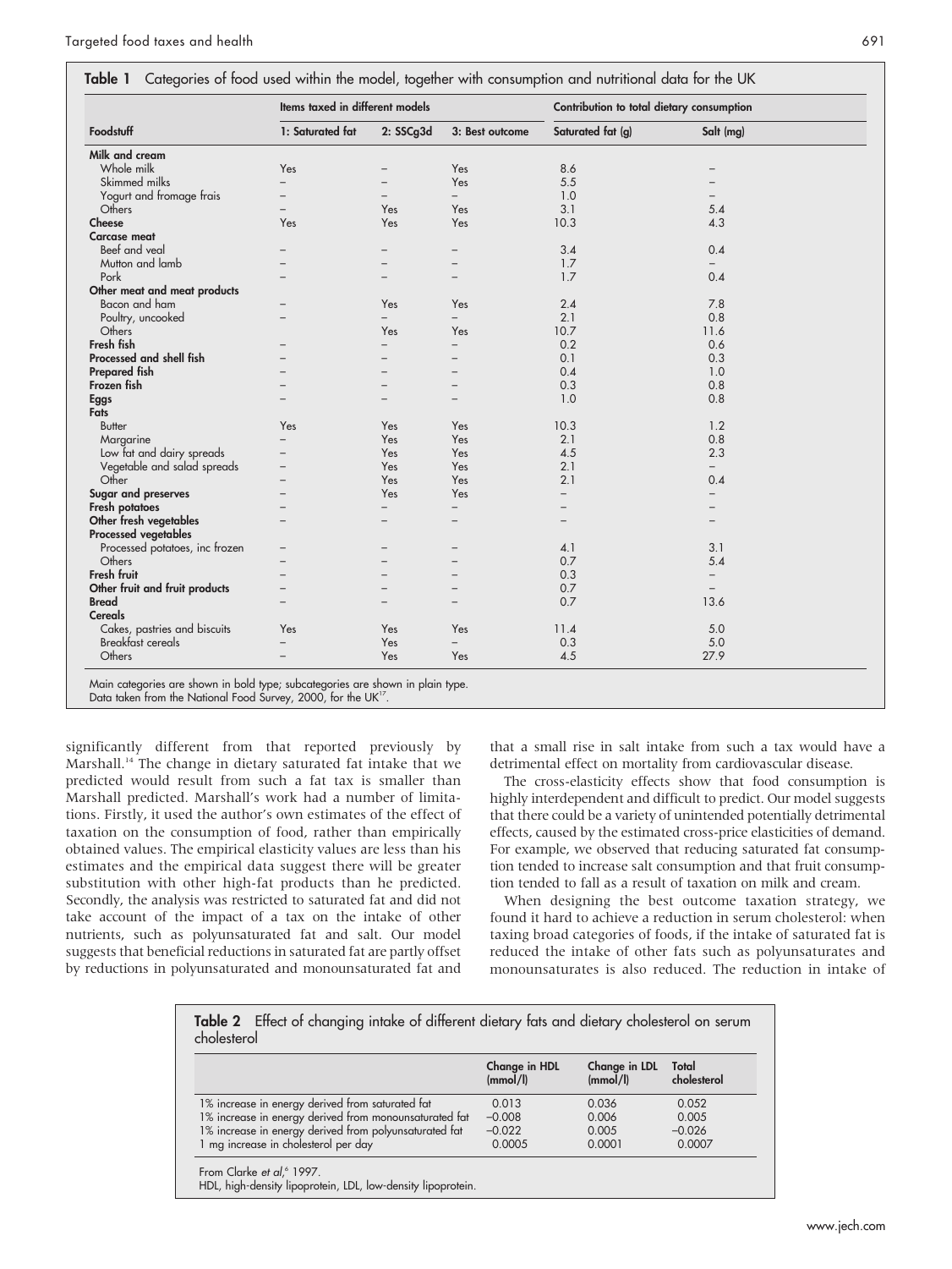**Table 1** Categories of food used within the model, together with consumption and nutritional data for the UK

| Foodstuff | Items taxed in different models | | | Contribution to total dietary consumption | |
|---|---|---|---|---|---|
| | 1: Saturated fat | 2: SSCg3d | 3: Best outcome | Saturated fat (g) | Salt (mg) |
| **Milk and cream** | | | | | |
| Whole milk | Yes | – | Yes | 8.6 | – |
| Skimmed milks | – | – | Yes | 5.5 | – |
| Yogurt and fromage frais | – | – | – | 1.0 | – |
| Others | – | Yes | Yes | 3.1 | 5.4 |
| **Cheese** | Yes | Yes | Yes | 10.3 | 4.3 |
| **Carcase meat** | | | | | |
| Beef and veal | – | – | – | 3.4 | 0.4 |
| Mutton and lamb | – | – | – | 1.7 | – |
| Pork | – | – | – | 1.7 | 0.4 |
| **Other meat and meat products** | | | | | |
| Bacon and ham | – | Yes | Yes | 2.4 | 7.8 |
| Poultry, uncooked | – | – | – | 2.1 | 0.8 |
| Others | – | Yes | Yes | 10.7 | 11.6 |
| **Fresh fish** | – | – | – | 0.2 | 0.6 |
| **Processed and shell fish** | – | – | – | 0.1 | 0.3 |
| **Prepared fish** | – | – | – | 0.4 | 1.0 |
| **Frozen fish** | – | – | – | 0.3 | 0.8 |
| **Eggs** | – | – | – | 1.0 | 0.8 |
| **Fats** | | | | | |
| Butter | Yes | Yes | Yes | 10.3 | 1.2 |
| Margarine | – | Yes | Yes | 2.1 | 0.8 |
| Low fat and dairy spreads | – | Yes | Yes | 4.5 | 2.3 |
| Vegetable and salad spreads | – | Yes | Yes | 2.1 | – |
| Other | – | Yes | Yes | 2.1 | 0.4 |
| **Sugar and preserves** | – | Yes | Yes | – | – |
| **Fresh potatoes** | – | – | – | – | – |
| **Other fresh vegetables** | – | – | – | – | – |
| **Processed vegetables** | | | | | |
| Processed potatoes, inc frozen | – | – | – | 4.1 | 3.1 |
| Others | – | – | – | 0.7 | 5.4 |
| **Fresh fruit** | – | – | – | 0.3 | – |
| **Other fruit and fruit products** | – | – | – | 0.7 | – |
| **Bread** | – | – | – | 0.7 | 13.6 |
| **Cereals** | | | | | |
| Cakes, pastries and biscuits | Yes | Yes | Yes | 11.4 | 5.0 |
| Breakfast cereals | – | Yes | – | 0.3 | 5.0 |
| Others | – | Yes | Yes | 4.5 | 27.9 |

Main categories are shown in bold type; subcategories are shown in plain type.
Data taken from the National Food Survey, 2000, for the UK[17].

significantly different from that reported previously by Marshall.[14] The change in dietary saturated fat intake that we predicted would result from such a fat tax is smaller than Marshall predicted. Marshall's work had a number of limitations. Firstly, it used the author's own estimates of the effect of taxation on the consumption of food, rather than empirically obtained values. The empirical elasticity values are less than his estimates and the empirical data suggest there will be greater substitution with other high-fat products than he predicted. Secondly, the analysis was restricted to saturated fat and did not take account of the impact of a tax on the intake of other nutrients, such as polyunsaturated fat and salt. Our model suggests that beneficial reductions in saturated fat are partly offset by reductions in polyunsaturated and monounsaturated fat and that a small rise in salt intake from such a tax would have a detrimental effect on mortality from cardiovascular disease.

The cross-elasticity effects show that food consumption is highly interdependent and difficult to predict. Our model suggests that there could be a variety of unintended potentially detrimental effects, caused by the estimated cross-price elasticities of demand. For example, we observed that reducing saturated fat consumption tended to increase salt consumption and that fruit consumption tended to fall as a result of taxation on milk and cream.

When designing the best outcome taxation strategy, we found it hard to achieve a reduction in serum cholesterol: when taxing broad categories of foods, if the intake of saturated fat is reduced the intake of other fats such as polyunsaturates and monounsaturates is also reduced. The reduction in intake of

**Table 2** Effect of changing intake of different dietary fats and dietary cholesterol on serum cholesterol

| | Change in HDL (mmol/l) | Change in LDL (mmol/l) | Total cholesterol |
|---|---|---|---|
| 1% increase in energy derived from saturated fat | 0.013 | 0.036 | 0.052 |
| 1% increase in energy derived from monounsaturated fat | −0.008 | 0.006 | 0.005 |
| 1% increase in energy derived from polyunsaturated fat | −0.022 | 0.005 | −0.026 |
| 1 mg increase in cholesterol per day | 0.0005 | 0.0001 | 0.0007 |

From Clarke *et al*,[6] 1997.
HDL, high-density lipoprotein, LDL, low-density lipoprotein.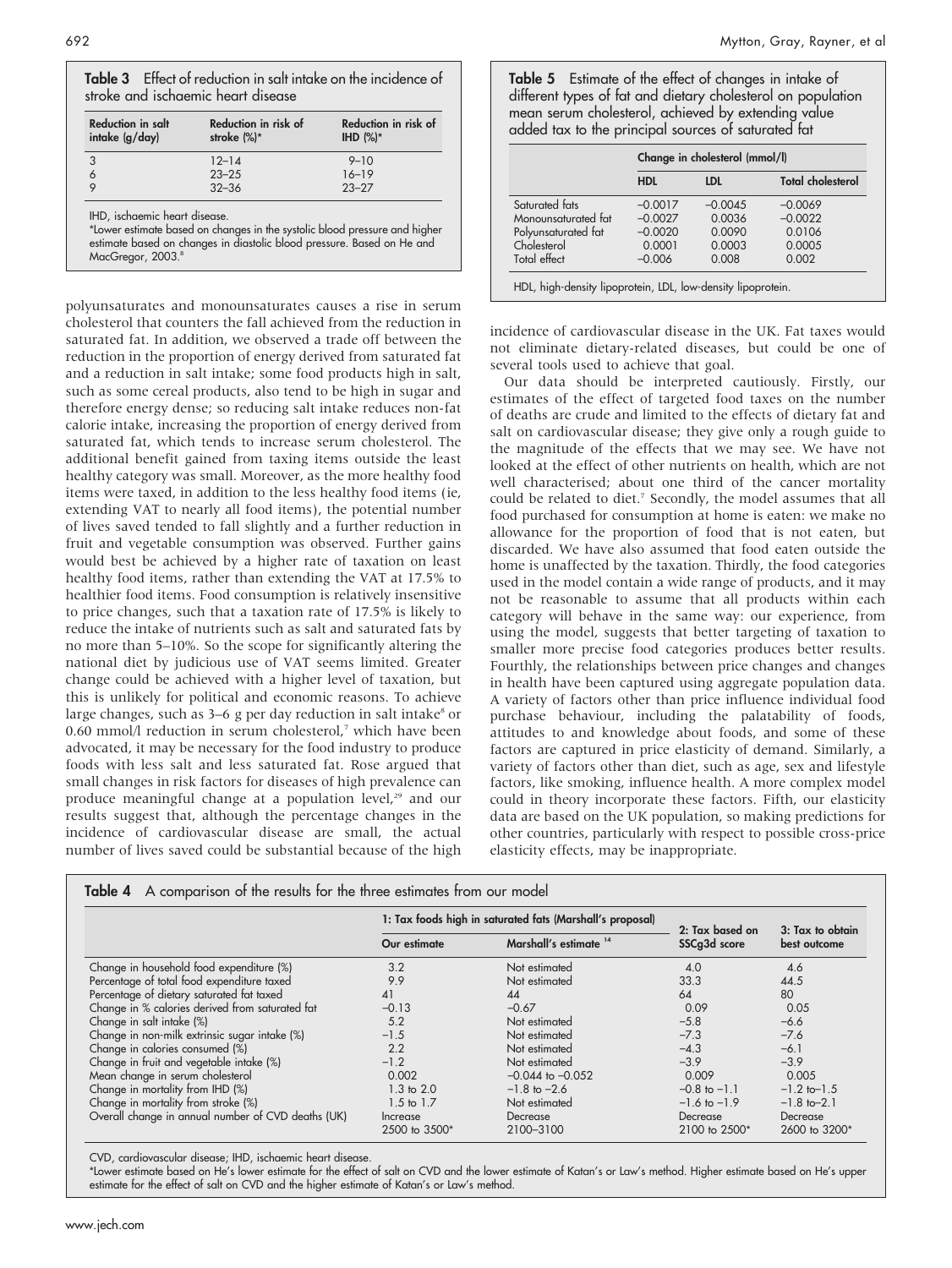**Table 3** Effect of reduction in salt intake on the incidence of stroke and ischaemic heart disease

| Reduction in salt intake (g/day) | Reduction in risk of stroke (%)* | Reduction in risk of IHD (%)* |
|---|---|---|
| 3 | 12–14 | 9–10 |
| 6 | 23–25 | 16–19 |
| 9 | 32–36 | 23–27 |

IHD, ischaemic heart disease.
*Lower estimate based on changes in the systolic blood pressure and higher estimate based on changes in diastolic blood pressure. Based on He and MacGregor, 2003.[8]

polyunsaturates and monounsaturates causes a rise in serum cholesterol that counters the fall achieved from the reduction in saturated fat. In addition, we observed a trade off between the reduction in the proportion of energy derived from saturated fat and a reduction in salt intake; some food products high in salt, such as some cereal products, also tend to be high in sugar and therefore energy dense; so reducing salt intake reduces non-fat calorie intake, increasing the proportion of energy derived from saturated fat, which tends to increase serum cholesterol. The additional benefit gained from taxing items outside the least healthy category was small. Moreover, as the more healthy food items were taxed, in addition to the less healthy food items (ie, extending VAT to nearly all food items), the potential number of lives saved tended to fall slightly and a further reduction in fruit and vegetable consumption was observed. Further gains would best be achieved by a higher rate of taxation on least healthy food items, rather than extending the VAT at 17.5% to healthier food items. Food consumption is relatively insensitive to price changes, such that a taxation rate of 17.5% is likely to reduce the intake of nutrients such as salt and saturated fats by no more than 5–10%. So the scope for significantly altering the national diet by judicious use of VAT seems limited. Greater change could be achieved with a higher level of taxation, but this is unlikely for political and economic reasons. To achieve large changes, such as 3–6 g per day reduction in salt intake[8] or 0.60 mmol/l reduction in serum cholesterol,[7] which have been advocated, it may be necessary for the food industry to produce foods with less salt and less saturated fat. Rose argued that small changes in risk factors for diseases of high prevalence can produce meaningful change at a population level,[29] and our results suggest that, although the percentage changes in the incidence of cardiovascular disease are small, the actual number of lives saved could be substantial because of the high incidence of cardiovascular disease in the UK. Fat taxes would not eliminate dietary-related diseases, but could be one of several tools used to achieve that goal.

**Table 5** Estimate of the effect of changes in intake of different types of fat and dietary cholesterol on population mean serum cholesterol, achieved by extending value added tax to the principal sources of saturated fat

| | Change in cholesterol (mmol/l) | | |
|---|---|---|---|
| | HDL | LDL | Total cholesterol |
| Saturated fats | −0.0017 | −0.0045 | −0.0069 |
| Monounsaturated fat | −0.0027 | 0.0036 | −0.0022 |
| Polyunsaturated fat | −0.0020 | 0.0090 | 0.0106 |
| Cholesterol | 0.0001 | 0.0003 | 0.0005 |
| Total effect | −0.006 | 0.008 | 0.002 |

HDL, high-density lipoprotein, LDL, low-density lipoprotein.

Our data should be interpreted cautiously. Firstly, our estimates of the effect of targeted food taxes on the number of deaths are crude and limited to the effects of dietary fat and salt on cardiovascular disease; they give only a rough guide to the magnitude of the effects that we may see. We have not looked at the effect of other nutrients on health, which are not well characterised; about one third of the cancer mortality could be related to diet.[7] Secondly, the model assumes that all food purchased for consumption at home is eaten: we make no allowance for the proportion of food that is not eaten, but discarded. We have also assumed that food eaten outside the home is unaffected by the taxation. Thirdly, the food categories used in the model contain a wide range of products, and it may not be reasonable to assume that all products within each category will behave in the same way: our experience, from using the model, suggests that better targeting of taxation to smaller more precise food categories produces better results. Fourthly, the relationships between price changes and changes in health have been captured using aggregate population data. A variety of factors other than price influence individual food purchase behaviour, including the palatability of foods, attitudes to and knowledge about foods, and some of these factors are captured in price elasticity of demand. Similarly, a variety of factors other than diet, such as age, sex and lifestyle factors, like smoking, influence health. A more complex model could in theory incorporate these factors. Fifth, our elasticity data are based on the UK population, so making predictions for other countries, particularly with respect to possible cross-price elasticity effects, may be inappropriate.

**Table 4** A comparison of the results for the three estimates from our model

| | 1: Tax foods high in saturated fats (Marshall's proposal) | | 2: Tax based on SSCg3d score | 3: Tax to obtain best outcome |
|---|---|---|---|---|
| | Our estimate | Marshall's estimate [14] | | |
| Change in household food expenditure (%) | 3.2 | Not estimated | 4.0 | 4.6 |
| Percentage of total food expenditure taxed | 9.9 | Not estimated | 33.3 | 44.5 |
| Percentage of dietary saturated fat taxed | 41 | 44 | 64 | 80 |
| Change in % calories derived from saturated fat | −0.13 | −0.67 | 0.09 | 0.05 |
| Change in salt intake (%) | 5.2 | Not estimated | −5.8 | −6.6 |
| Change in non-milk extrinsic sugar intake (%) | −1.5 | Not estimated | −7.3 | −7.6 |
| Change in calories consumed (%) | 2.2 | Not estimated | −4.3 | −6.1 |
| Change in fruit and vegetable intake (%) | −1.2 | Not estimated | −3.9 | −3.9 |
| Mean change in serum cholesterol | 0.002 | −0.044 to −0.052 | 0.009 | 0.005 |
| Change in mortality from IHD (%) | 1.3 to 2.0 | −1.8 to −2.6 | −0.8 to −1.1 | −1.2 to−1.5 |
| Change in mortality from stroke (%) | 1.5 to 1.7 | Not estimated | −1.6 to −1.9 | −1.8 to−2.1 |
| Overall change in annual number of CVD deaths (UK) | Increase 2500 to 3500* | Decrease 2100–3100 | Decrease 2100 to 2500* | Decrease 2600 to 3200* |

CVD, cardiovascular disease; IHD, ischaemic heart disease.
*Lower estimate based on He's lower estimate for the effect of salt on CVD and the lower estimate of Katan's or Law's method. Higher estimate based on He's upper estimate for the effect of salt on CVD and the higher estimate of Katan's or Law's method.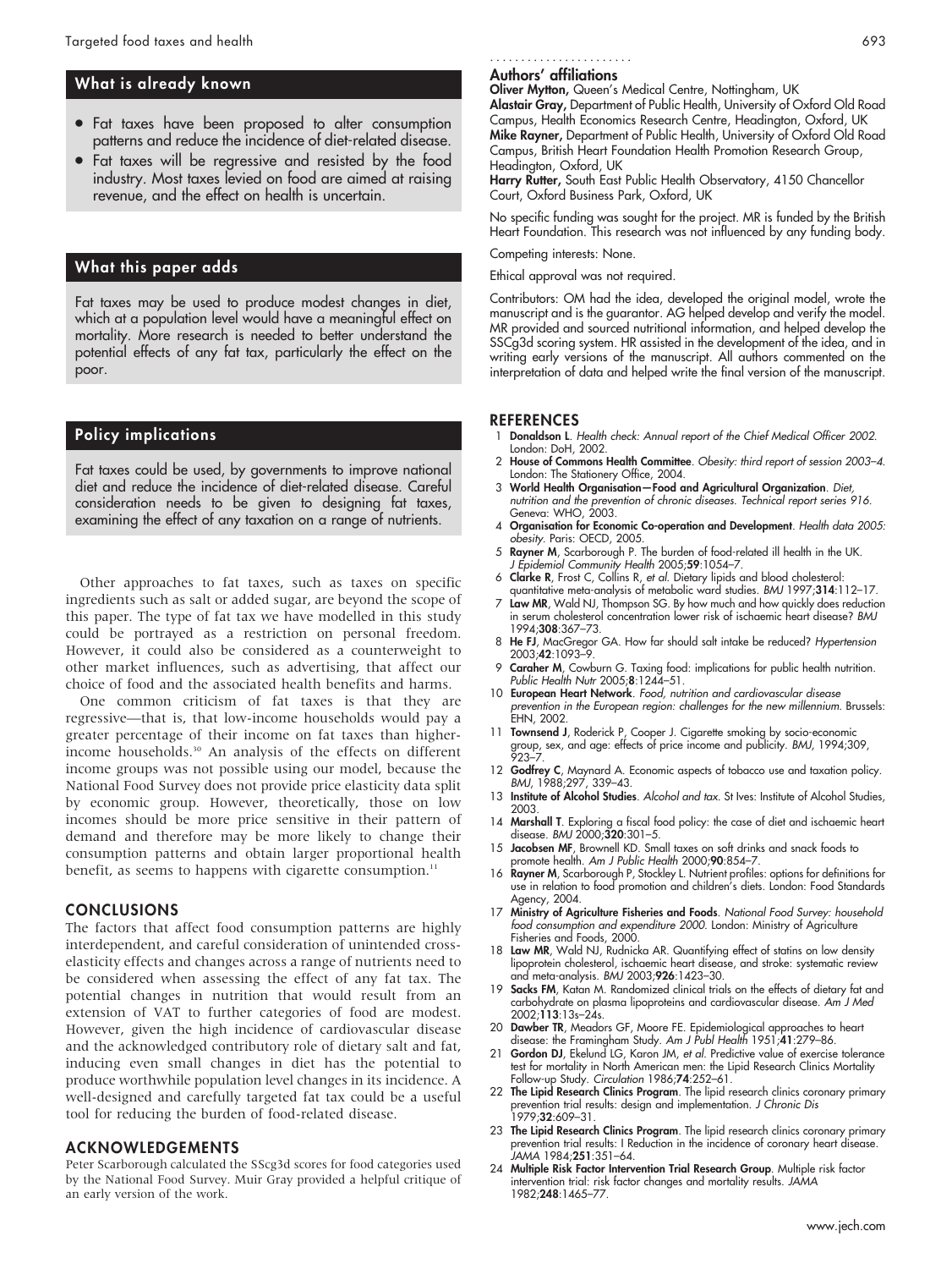## What is already known

- Fat taxes have been proposed to alter consumption patterns and reduce the incidence of diet-related disease.
- Fat taxes will be regressive and resisted by the food industry. Most taxes levied on food are aimed at raising revenue, and the effect on health is uncertain.

## What this paper adds

Fat taxes may be used to produce modest changes in diet, which at a population level would have a meaningful effect on mortality. More research is needed to better understand the potential effects of any fat tax, particularly the effect on the poor.

## Policy implications

Fat taxes could be used, by governments to improve national diet and reduce the incidence of diet-related disease. Careful consideration needs to be given to designing fat taxes, examining the effect of any taxation on a range of nutrients.

Other approaches to fat taxes, such as taxes on specific ingredients such as salt or added sugar, are beyond the scope of this paper. The type of fat tax we have modelled in this study could be portrayed as a restriction on personal freedom. However, it could also be considered as a counterweight to other market influences, such as advertising, that affect our choice of food and the associated health benefits and harms.

One common criticism of fat taxes is that they are regressive—that is, that low-income households would pay a greater percentage of their income on fat taxes than higher-income households.[30] An analysis of the effects on different income groups was not possible using our model, because the National Food Survey does not provide price elasticity data split by economic group. However, theoretically, those on low incomes should be more price sensitive in their pattern of demand and therefore may be more likely to change their consumption patterns and obtain larger proportional health benefit, as seems to happens with cigarette consumption.[11]

## CONCLUSIONS

The factors that affect food consumption patterns are highly interdependent, and careful consideration of unintended cross-elasticity effects and changes across a range of nutrients need to be considered when assessing the effect of any fat tax. The potential changes in nutrition that would result from an extension of VAT to further categories of food are modest. However, given the high incidence of cardiovascular disease and the acknowledged contributory role of dietary salt and fat, inducing even small changes in diet has the potential to produce worthwhile population level changes in its incidence. A well-designed and carefully targeted fat tax could be a useful tool for reducing the burden of food-related disease.

## ACKNOWLEDGEMENTS

Peter Scarborough calculated the SScg3d scores for food categories used by the National Food Survey. Muir Gray provided a helpful critique of an early version of the work.

### Authors' affiliations

**Oliver Mytton,** Queen's Medical Centre, Nottingham, UK
**Alastair Gray,** Department of Public Health, University of Oxford Old Road Campus, Health Economics Research Centre, Headington, Oxford, UK
**Mike Rayner,** Department of Public Health, University of Oxford Old Road Campus, British Heart Foundation Health Promotion Research Group, Headington, Oxford, UK
**Harry Rutter,** South East Public Health Observatory, 4150 Chancellor Court, Oxford Business Park, Oxford, UK

No specific funding was sought for the project. MR is funded by the British Heart Foundation. This research was not influenced by any funding body.

Competing interests: None.

Ethical approval was not required.

Contributors: OM had the idea, developed the original model, wrote the manuscript and is the guarantor. AG helped develop and verify the model. MR provided and sourced nutritional information, and helped develop the SSCg3d scoring system. HR assisted in the development of the idea, and in writing early versions of the manuscript. All authors commented on the interpretation of data and helped write the final version of the manuscript.

## REFERENCES

1. **Donaldson L**. *Health check: Annual report of the Chief Medical Officer 2002*. London: DoH, 2002.
2. **House of Commons Health Committee**. *Obesity: third report of session 2003–4*. London: The Stationery Office, 2004.
3. **World Health Organisation—Food and Agricultural Organization**. *Diet, nutrition and the prevention of chronic diseases. Technical report series 916*. Geneva: WHO, 2003.
4. **Organisation for Economic Co-operation and Development**. *Health data 2005: obesity*. Paris: OECD, 2005.
5. **Rayner M**, Scarborough P. The burden of food-related ill health in the UK. *J Epidemiol Community Health* 2005;**59**:1054–7.
6. **Clarke R**, Frost C, Collins R, *et al*. Dietary lipids and blood cholesterol: quantitative meta-analysis of metabolic ward studies. *BMJ* 1997;**314**:112–17.
7. **Law MR**, Wald NJ, Thompson SG. By how much and how quickly does reduction in serum cholesterol concentration lower risk of ischaemic heart disease? *BMJ* 1994;**308**:367–73.
8. **He FJ**, MacGregor GA. How far should salt intake be reduced? *Hypertension* 2003;**42**:1093–9.
9. **Caraher M**, Cowburn G. Taxing food: implications for public health nutrition. *Public Health Nutr* 2005;**8**:1244–51.
10. **European Heart Network**. *Food, nutrition and cardiovascular disease prevention in the European region: challenges for the new millennium*. Brussels: EHN, 2002.
11. **Townsend J**, Roderick P, Cooper J. Cigarette smoking by socio-economic group, sex, and age: effects of price income and publicity. *BMJ*, 1994;309, 923–7.
12. **Godfrey C**, Maynard A. Economic aspects of tobacco use and taxation policy. *BMJ*, 1988;297, 339–43.
13. **Institute of Alcohol Studies**. *Alcohol and tax*. St Ives: Institute of Alcohol Studies, 2003.
14. **Marshall T**. Exploring a fiscal food policy: the case of diet and ischaemic heart disease. *BMJ* 2000;**320**:301–5.
15. **Jacobsen MF**, Brownell KD. Small taxes on soft drinks and snack foods to promote health. *Am J Public Health* 2000;**90**:854–7.
16. **Rayner M**, Scarborough P, Stockley L. Nutrient profiles: options for definitions for use in relation to food promotion and children's diets. London: Food Standards Agency, 2004.
17. **Ministry of Agriculture Fisheries and Foods**. *National Food Survey: household food consumption and expenditure 2000*. London: Ministry of Agriculture Fisheries and Foods, 2000.
18. **Law MR**, Wald NJ, Rudnicka AR. Quantifying effect of statins on low density lipoprotein cholesterol, ischaemic heart disease, and stroke: systematic review and meta-analysis. *BMJ* 2003;**926**:1423–30.
19. **Sacks FM**, Katan M. Randomized clinical trials on the effects of dietary fat and carbohydrate on plasma lipoproteins and cardiovascular disease. *Am J Med* 2002;**113**:13s–24s.
20. **Dawber TR**, Meadors GF, Moore FE. Epidemiological approaches to heart disease: the Framingham Study. *Am J Publ Health* 1951;**41**:279–86.
21. **Gordon DJ**, Ekelund LG, Karon JM, *et al*. Predictive value of exercise tolerance test for mortality in North American men: the Lipid Research Clinics Mortality Follow-up Study. *Circulation* 1986;**74**:252–61.
22. **The Lipid Research Clinics Program**. The lipid research clinics coronary primary prevention trial results: design and implementation. *J Chronic Dis* 1979;**32**:609–31.
23. **The Lipid Research Clinics Program**. The lipid research clinics coronary primary prevention trial results: I Reduction in the incidence of coronary heart disease. *JAMA* 1984;**251**:351–64.
24. **Multiple Risk Factor Intervention Trial Research Group**. Multiple risk factor intervention trial: risk factor changes and mortality results. *JAMA* 1982;**248**:1465–77.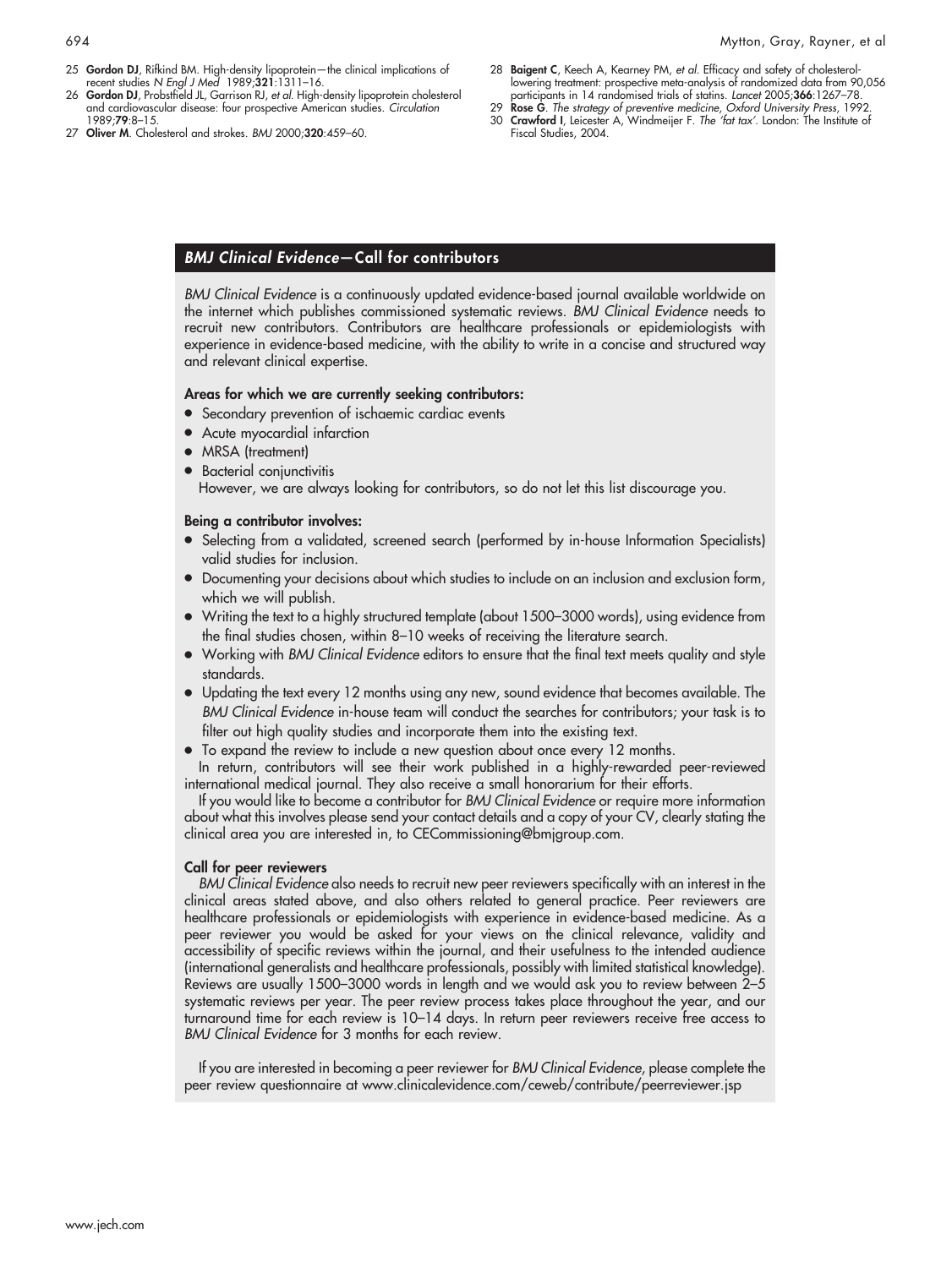25 **Gordon DJ**, Rifkind BM. High-density lipoprotein—the clinical implications of recent studies *N Engl J Med* 1989;**321**:1311–16.

26 **Gordon DJ**, Probstfield JL, Garrison RJ, *et al*. High-density lipoprotein cholesterol and cardiovascular disease: four prospective American studies. *Circulation* 1989;**79**:8–15.

27 **Oliver M**. Cholesterol and strokes. *BMJ* 2000;**320**:459–60.

28 **Baigent C**, Keech A, Kearney PM, *et al*. Efficacy and safety of cholesterol-lowering treatment: prospective meta-analysis of randomized data from 90,056 participants in 14 randomised trials of statins. *Lancet* 2005;**366**:1267–78.

29 **Rose G**. *The strategy of preventive medicine, Oxford University Press*, 1992.

30 **Crawford I**, Leicester A, Windmeijer F. *The 'fat tax'*. London: The Institute of Fiscal Studies, 2004.

## *BMJ Clinical Evidence*—Call for contributors

*BMJ Clinical Evidence* is a continuously updated evidence-based journal available worldwide on the internet which publishes commissioned systematic reviews. *BMJ Clinical Evidence* needs to recruit new contributors. Contributors are healthcare professionals or epidemiologists with experience in evidence-based medicine, with the ability to write in a concise and structured way and relevant clinical expertise.

**Areas for which we are currently seeking contributors:**

- Secondary prevention of ischaemic cardiac events
- Acute myocardial infarction
- MRSA (treatment)
- Bacterial conjunctivitis

However, we are always looking for contributors, so do not let this list discourage you.

**Being a contributor involves:**

- Selecting from a validated, screened search (performed by in-house Information Specialists) valid studies for inclusion.
- Documenting your decisions about which studies to include on an inclusion and exclusion form, which we will publish.
- Writing the text to a highly structured template (about 1500–3000 words), using evidence from the final studies chosen, within 8–10 weeks of receiving the literature search.
- Working with *BMJ Clinical Evidence* editors to ensure that the final text meets quality and style standards.
- Updating the text every 12 months using any new, sound evidence that becomes available. The *BMJ Clinical Evidence* in-house team will conduct the searches for contributors; your task is to filter out high quality studies and incorporate them into the existing text.
- To expand the review to include a new question about once every 12 months.

In return, contributors will see their work published in a highly-rewarded peer-reviewed international medical journal. They also receive a small honorarium for their efforts.

If you would like to become a contributor for *BMJ Clinical Evidence* or require more information about what this involves please send your contact details and a copy of your CV, clearly stating the clinical area you are interested in, to CECommissioning@bmjgroup.com.

**Call for peer reviewers**

*BMJ Clinical Evidence* also needs to recruit new peer reviewers specifically with an interest in the clinical areas stated above, and also others related to general practice. Peer reviewers are healthcare professionals or epidemiologists with experience in evidence-based medicine. As a peer reviewer you would be asked for your views on the clinical relevance, validity and accessibility of specific reviews within the journal, and their usefulness to the intended audience (international generalists and healthcare professionals, possibly with limited statistical knowledge). Reviews are usually 1500–3000 words in length and we would ask you to review between 2–5 systematic reviews per year. The peer review process takes place throughout the year, and our turnaround time for each review is 10–14 days. In return peer reviewers receive free access to *BMJ Clinical Evidence* for 3 months for each review.

If you are interested in becoming a peer reviewer for *BMJ Clinical Evidence*, please complete the peer review questionnaire at www.clinicalevidence.com/ceweb/contribute/peerreviewer.jsp